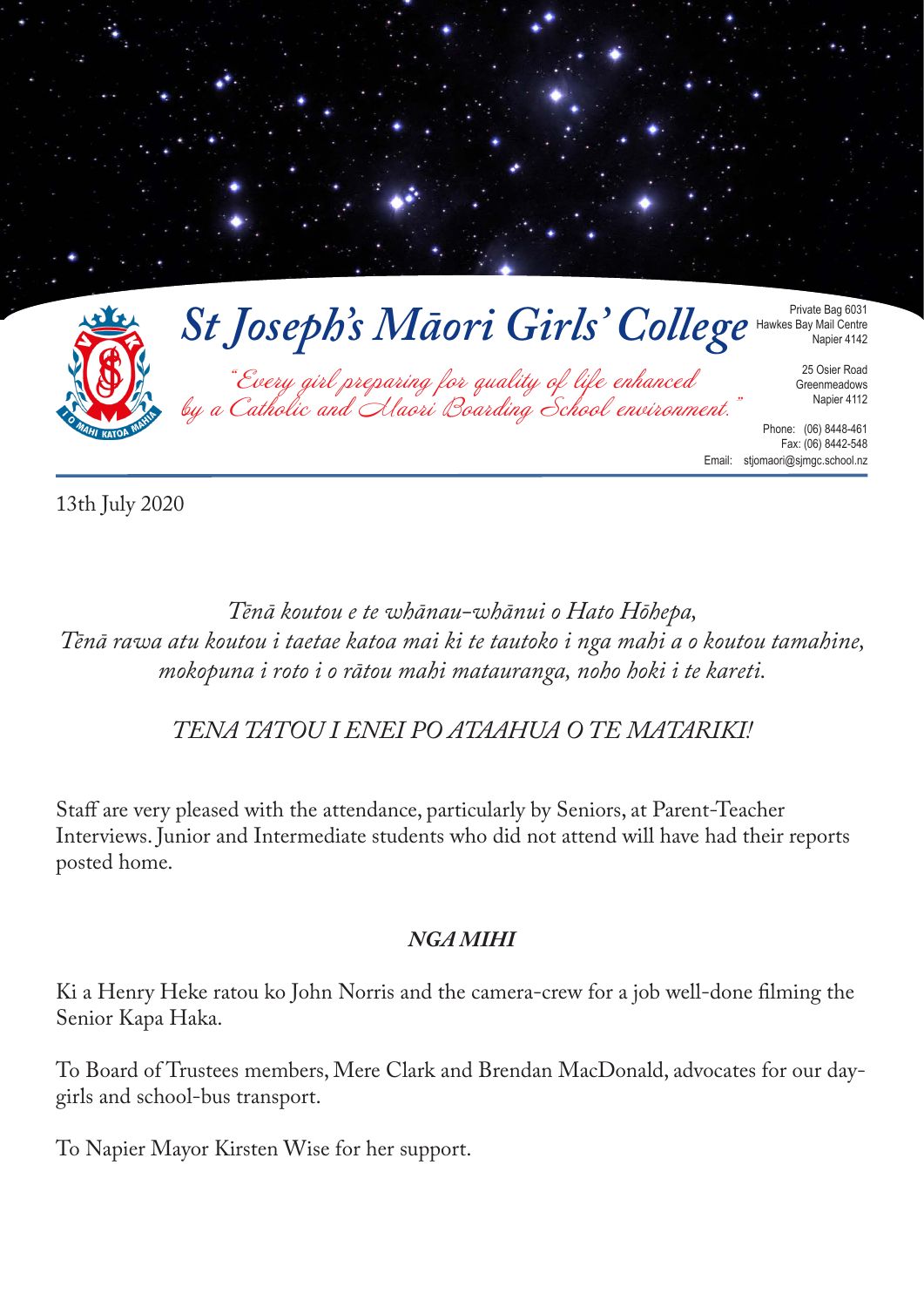# St Joseph's Māori Girls' College

*"Every girl preparing for quality of life enhanced by a Catholic and Maori Boarding School environment."*

Private Bag 6031
Hawkes Bay Mail Centre
Napier 4142

25 Osier Road
Greenmeadows
Napier 4112

Phone: (06) 8448-461
Fax: (06) 8442-548
Email: stjomaori@sjmgc.school.nz

13th July 2020

*Tēnā koutou e te whānau-whānui o Hato Hōhepa,*
*Tēnā rawa atu koutou i taetae katoa mai ki te tautoko i nga mahi a o koutou tamahine, mokopuna i roto i o rātou mahi matauranga, noho hoki i te kareti.*

*TENA TATOU I ENEI PO ATAAHUA O TE MATARIKI!*

Staff are very pleased with the attendance, particularly by Seniors, at Parent-Teacher Interviews. Junior and Intermediate students who did not attend will have had their reports posted home.

***NGA MIHI***

Ki a Henry Heke ratou ko John Norris and the camera-crew for a job well-done filming the Senior Kapa Haka.

To Board of Trustees members, Mere Clark and Brendan MacDonald, advocates for our day-girls and school-bus transport.

To Napier Mayor Kirsten Wise for her support.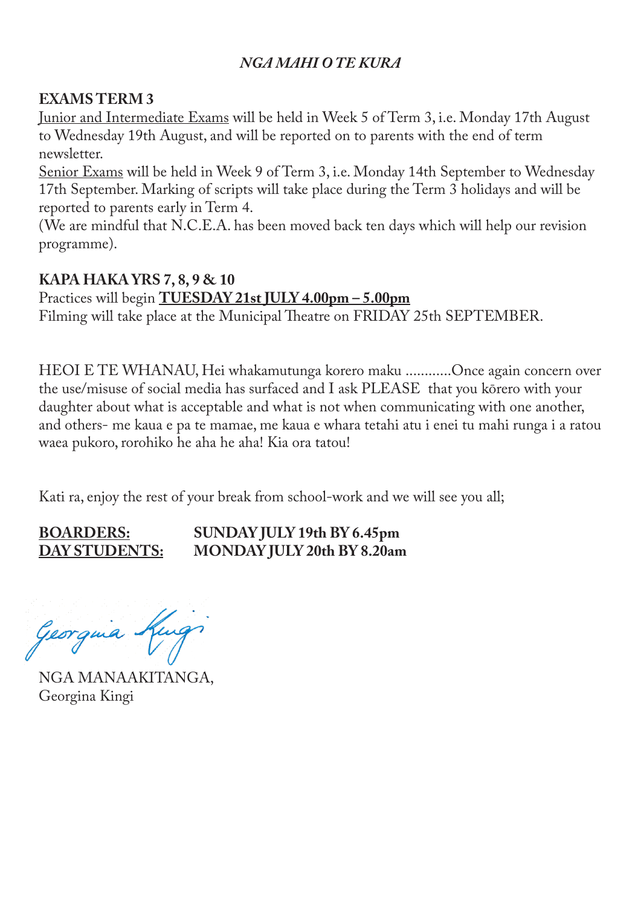*NGA MAHI O TE KURA*

**EXAMS TERM 3**

<u>Junior and Intermediate Exams</u> will be held in Week 5 of Term 3, i.e. Monday 17th August to Wednesday 19th August, and will be reported on to parents with the end of term newsletter.

<u>Senior Exams</u> will be held in Week 9 of Term 3, i.e. Monday 14th September to Wednesday 17th September. Marking of scripts will take place during the Term 3 holidays and will be reported to parents early in Term 4.

(We are mindful that N.C.E.A. has been moved back ten days which will help our revision programme).

**KAPA HAKA YRS 7, 8, 9 & 10**

Practices will begin **<u>TUESDAY 21st JULY 4.00pm – 5.00pm</u>**

Filming will take place at the Municipal Theatre on FRIDAY 25th SEPTEMBER.

HEOI E TE WHANAU, Hei whakamutunga korero maku ............Once again concern over the use/misuse of social media has surfaced and I ask PLEASE that you kōrero with your daughter about what is acceptable and what is not when communicating with one another, and others- me kaua e pa te mamae, me kaua e whara tetahi atu i enei tu mahi runga i a ratou waea pukoro, rorohiko he aha he aha! Kia ora tatou!

Kati ra, enjoy the rest of your break from school-work and we will see you all;

**<u>BOARDERS:</u>** **SUNDAY JULY 19th BY 6.45pm**

**<u>DAY STUDENTS:</u>** **MONDAY JULY 20th BY 8.20am**

Georgina Kingi

NGA MANAAKITANGA,

Georgina Kingi